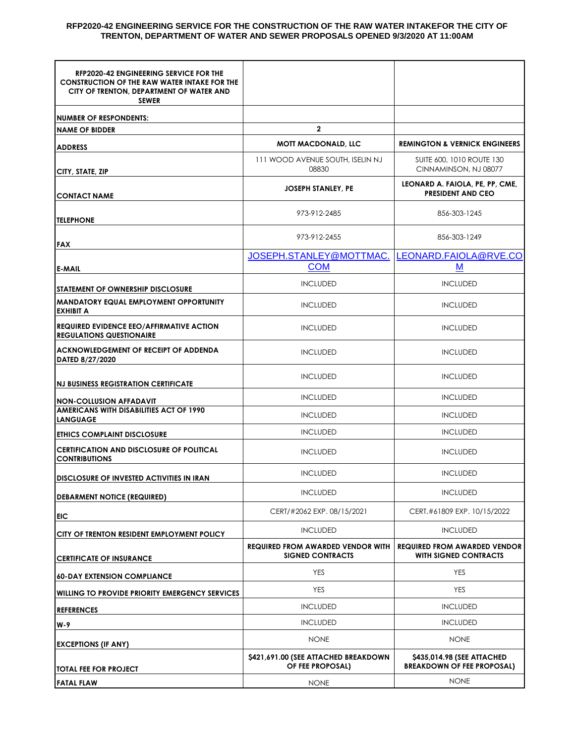**RFP2020-42 ENGINEERING SERVICE FOR THE CONSTRUCTION OF THE RAW WATER INTAKEFOR THE CITY OF TRENTON, DEPARTMENT OF WATER AND SEWER PROPOSALS OPENED 9/3/2020 AT 11:00AM**

| RFP2020-42 ENGINEERING SERVICE FOR THE CONSTRUCTION OF THE RAW WATER INTAKE FOR THE CITY OF TRENTON, DEPARTMENT OF WATER AND SEWER | | |
|---|---|---|
| NUMBER OF RESPONDENTS: | | |
| NAME OF BIDDER | 2 | |
| ADDRESS | MOTT MACDONALD, LLC | REMINGTON & VERNICK ENGINEERS |
| CITY, STATE, ZIP | 111 WOOD AVENUE SOUTH, ISELIN NJ 08830 | SUITE 600, 1010 ROUTE 130 CINNAMINSON, NJ 08077 |
| CONTACT NAME | JOSEPH STANLEY, PE | LEONARD A. FAIOLA, PE, PP, CME, PRESIDENT AND CEO |
| TELEPHONE | 973-912-2485 | 856-303-1245 |
| FAX | 973-912-2455 | 856-303-1249 |
| E-MAIL | JOSEPH.STANLEY@MOTTMAC.COM | LEONARD.FAIOLA@RVE.COM |
| STATEMENT OF OWNERSHIP DISCLOSURE | INCLUDED | INCLUDED |
| MANDATORY EQUAL EMPLOYMENT OPPORTUNITY EXHIBIT A | INCLUDED | INCLUDED |
| REQUIRED EVIDENCE EEO/AFFIRMATIVE ACTION REGULATIONS QUESTIONAIRE | INCLUDED | INCLUDED |
| ACKNOWLEDGEMENT OF RECEIPT OF ADDENDA DATED 8/27/2020 | INCLUDED | INCLUDED |
| NJ BUSINESS REGISTRATION CERTIFICATE | INCLUDED | INCLUDED |
| NON-COLLUSION AFFADAVIT | INCLUDED | INCLUDED |
| AMERICANS WITH DISABILITIES ACT OF 1990 LANGUAGE | INCLUDED | INCLUDED |
| ETHICS COMPLAINT DISCLOSURE | INCLUDED | INCLUDED |
| CERTIFICATION AND DISCLOSURE OF POLITICAL CONTRIBUTIONS | INCLUDED | INCLUDED |
| DISCLOSURE OF INVESTED ACTIVITIES IN IRAN | INCLUDED | INCLUDED |
| DEBARMENT NOTICE (REQUIRED) | INCLUDED | INCLUDED |
| EIC | CERT/#2062 EXP. 08/15/2021 | CERT.#61809 EXP. 10/15/2022 |
| CITY OF TRENTON RESIDENT EMPLOYMENT POLICY | INCLUDED | INCLUDED |
| CERTIFICATE OF INSURANCE | REQUIRED FROM AWARDED VENDOR WITH SIGNED CONTRACTS | REQUIRED FROM AWARDED VENDOR WITH SIGNED CONTRACTS |
| 60-DAY EXTENSION COMPLIANCE | YES | YES |
| WILLING TO PROVIDE PRIORITY EMERGENCY SERVICES | YES | YES |
| REFERENCES | INCLUDED | INCLUDED |
| W-9 | INCLUDED | INCLUDED |
| EXCEPTIONS (IF ANY) | NONE | NONE |
| TOTAL FEE FOR PROJECT | $421,691.00 (SEE ATTACHED BREAKDOWN OF FEE PROPOSAL) | $435,014.98 (SEE ATTACHED BREAKDOWN OF FEE PROPOSAL) |
| FATAL FLAW | NONE | NONE |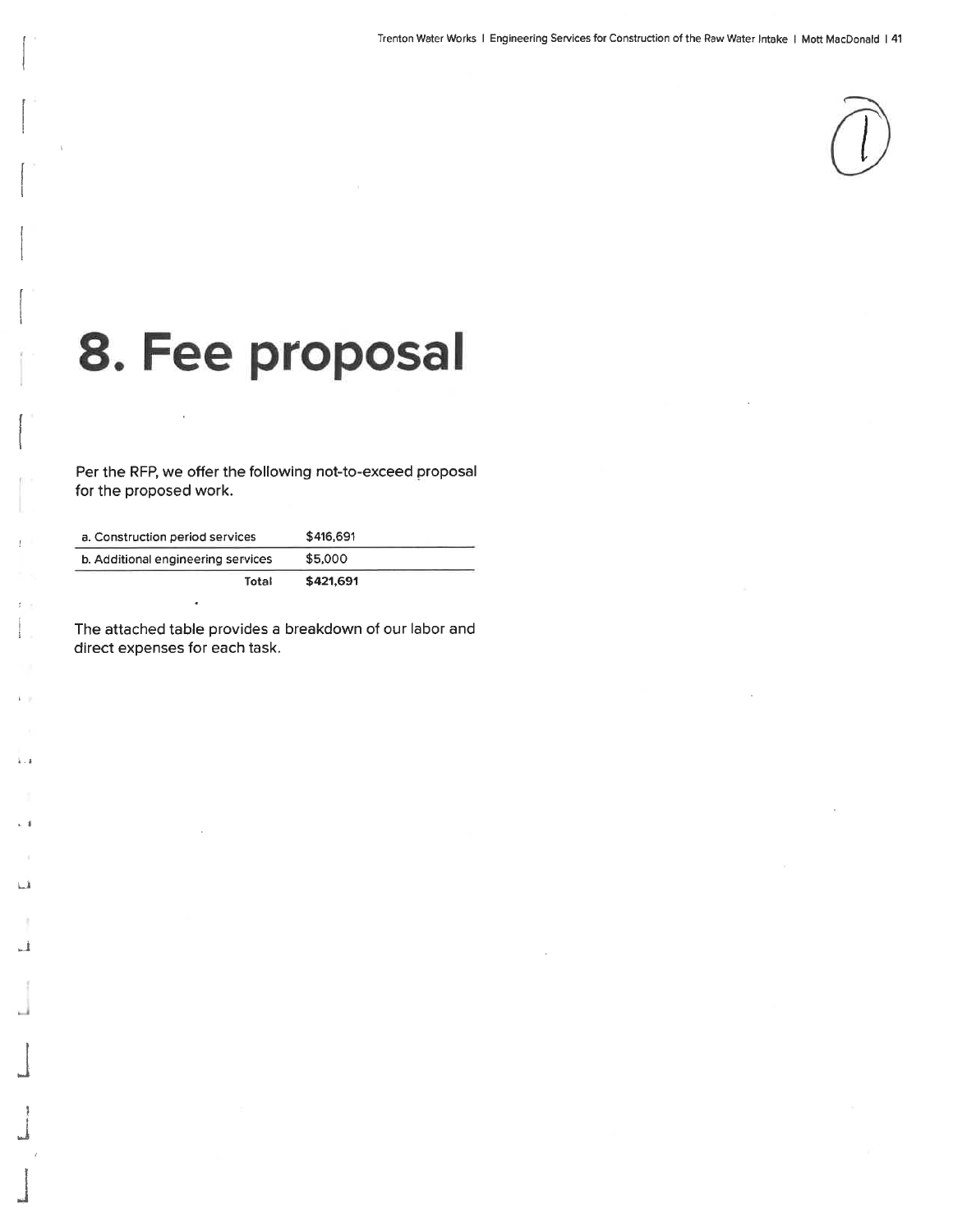# 8. Fee proposal

Per the RFP, we offer the following not-to-exceed proposal for the proposed work.

| | |
|---|---|
| a. Construction period services | $416,691 |
| b. Additional engineering services | $5,000 |
| **Total** | **$421,691** |

The attached table provides a breakdown of our labor and direct expenses for each task.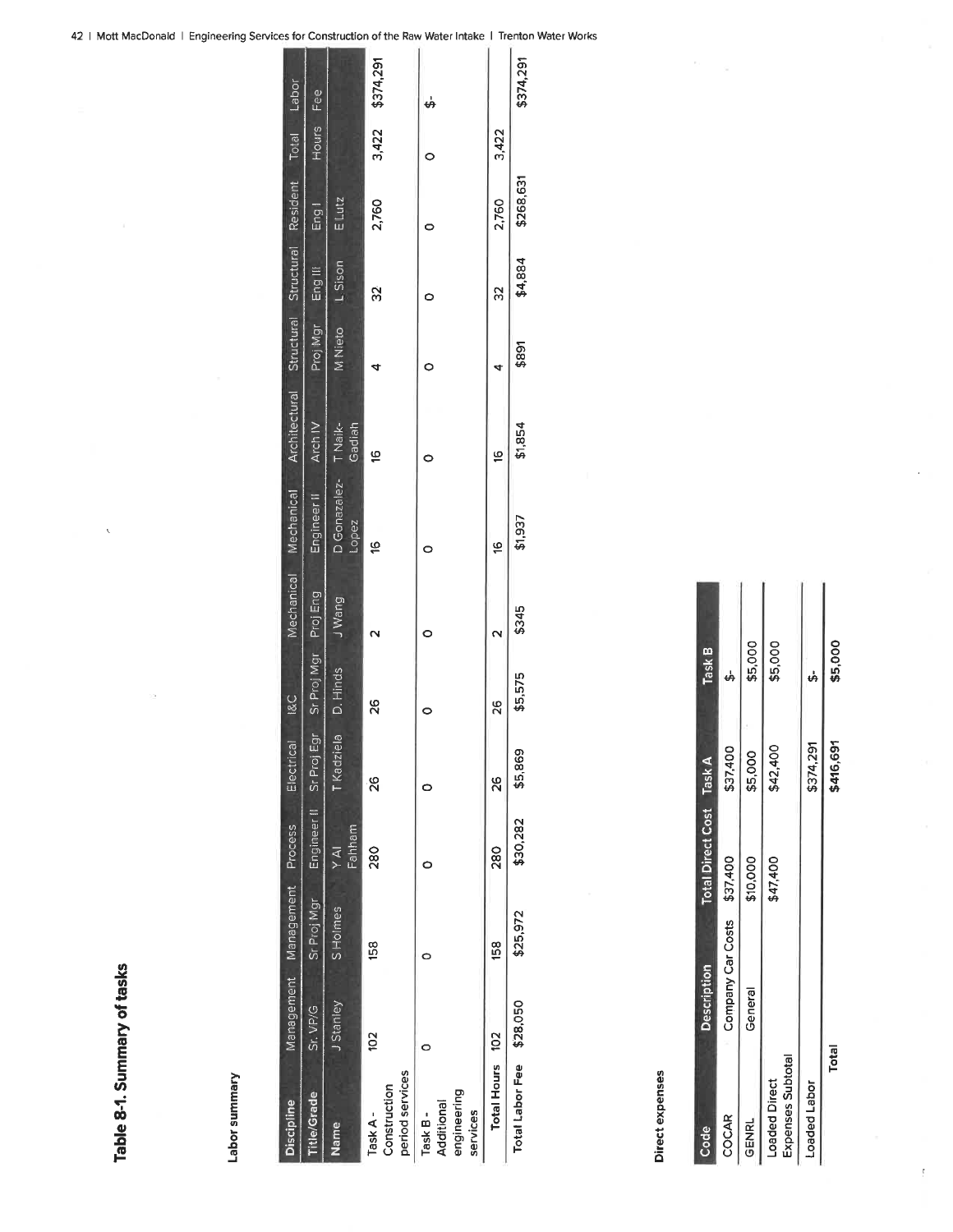## Table 8-1. Summary of tasks

**Labor summary**

| Discipline | Management | Management | Process | Electrical | I&C | Mechanical | Mechanical | Architectural | Structural | Structural | Resident | Total | Labor |
|---|---|---|---|---|---|---|---|---|---|---|---|---|---|
| Title/Grade | Sr. VP/G | Sr Proj Mgr | Engineer II | Sr Proj Egr | Sr Proj Mgr | Proj Eng | Engineer II | Arch IV | Proj Mgr | Eng III | Eng I | Hours | Fee |
| Name | J Stanley | S Holmes | Y Al Fahham | T Kadziela | D. Hinds | J Wang | D Gonazalez-Lopez | T Naik-Gadiah | M Nieto | L Sison | E Lutz | | |
| Task A - Construction period services | 102 | 158 | 280 | 26 | 26 | 2 | 16 | 16 | 4 | 32 | 2,760 | 3,422 | $374,291 |
| Task B - Additional engineering services | 0 | 0 | 0 | 0 | 0 | 0 | 0 | 0 | 0 | 0 | 0 | 0 | $- |
| Total Hours | 102 | 158 | 280 | 26 | 26 | 2 | 16 | 16 | 4 | 32 | 2,760 | 3,422 | |
| Total Labor Fee | $28,050 | $25,972 | $30,282 | $5,869 | $5,575 | $345 | $1,937 | $1,854 | $891 | $4,884 | $268,631 | | $374,291 |

**Direct expenses**

| Code | Description | Total Direct Cost | Task A | Task B |
|---|---|---|---|---|
| COCAR | Company Car Costs | $37,400 | $37,400 | $- |
| GENRL | General | $10,000 | $5,000 | $5,000 |
| Loaded Direct Expenses Subtotal | | $47,400 | $42,400 | $5,000 |
| Loaded Labor | | | $374,291 | $- |
| Total | | | $416,691 | $5,000 |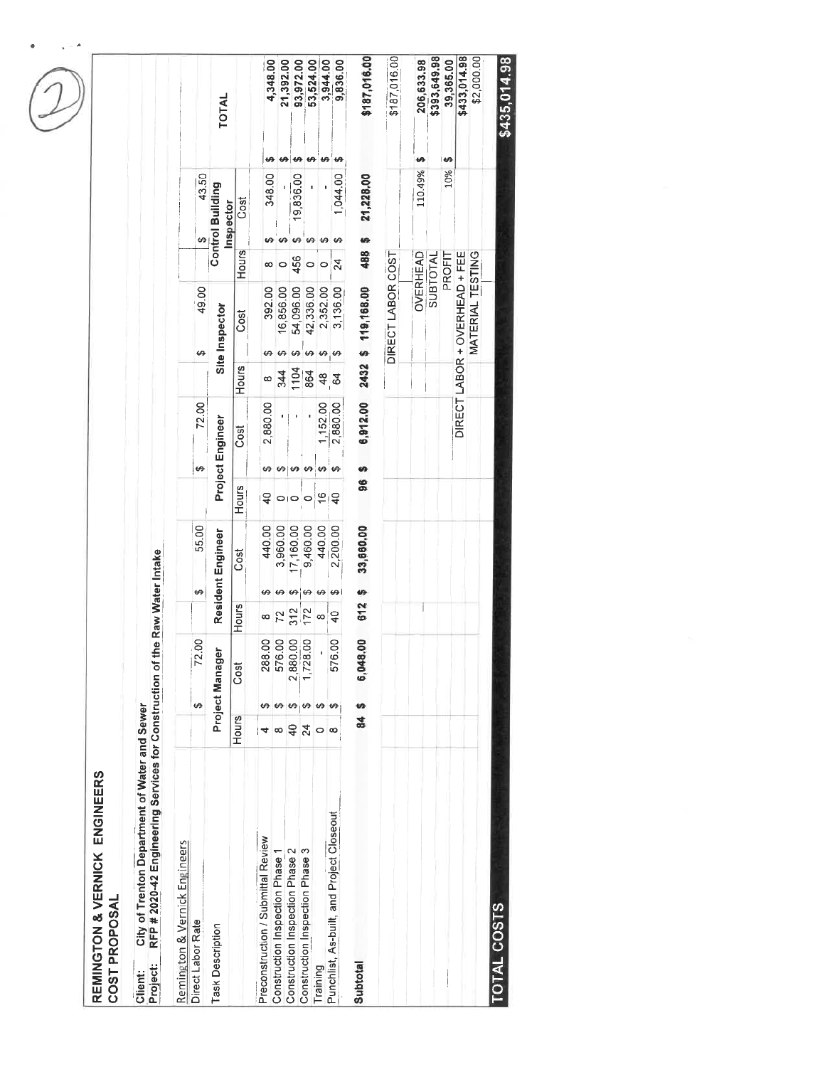# REMINGTON & VERNICK ENGINEERS
## COST PROPOSAL

**Client:** City of Trenton Department of Water and Sewer
**Project:** RFP # 2020-42 Engineering Services for Construction of the Raw Water Intake

Remington & Vernick Engineers

| Direct Labor Rate | $ 72.00 | | $ 55.00 | | $ 72.00 | | $ 49.00 | | $ 43.50 | | |
|---|---|---|---|---|---|---|---|---|---|---|---|
| Task Description | Project Manager | | Resident Engineer | | Project Engineer | | Site Inspector | | Control Building Inspector | | TOTAL |
| | Hours | Cost | Hours | Cost | Hours | Cost | Hours | Cost | Hours | Cost | |
| Preconstruction / Submittal Review | 4 | $ 288.00 | 8 | $ 440.00 | 40 | $ 2,880.00 | 8 | $ 392.00 | 8 | $ 348.00 | $ 4,348.00 |
| Construction Inspection Phase 1 | 8 | $ 576.00 | 72 | $ 3,960.00 | 0 | $ - | 344 | $ 16,856.00 | 0 | $ - | $ 21,392.00 |
| Construction Inspection Phase 2 | 40 | $ 2,880.00 | 312 | $ 17,160.00 | 0 | $ - | 1104 | $ 54,096.00 | 456 | $ 19,836.00 | $ 93,972.00 |
| Construction Inspection Phase 3 | 24 | $ 1,728.00 | 172 | $ 9,460.00 | 0 | $ - | 864 | $ 42,336.00 | 0 | $ - | $ 53,524.00 |
| Training | 0 | $ - | 8 | $ 440.00 | 16 | $ 1,152.00 | 48 | $ 2,352.00 | 0 | $ - | $ 3,944.00 |
| Punchlist, As-built, and Project Closeout | 8 | $ 576.00 | 40 | $ 2,200.00 | 40 | $ 2,880.00 | 64 | $ 3,136.00 | 24 | $ 1,044.00 | $ 9,836.00 |
| **Subtotal** | **84** | **$ 6,048.00** | **612** | **$ 33,660.00** | **96** | **$ 6,912.00** | **2432** | **$ 119,168.00** | **488** | **$ 21,228.00** | **$187,016.00** |
| | | | | | | | DIRECT LABOR COST | | | | $187,016.00 |
| | | | | | | | OVERHEAD | | | 110.49% | $ 206,633.98 |
| | | | | | | | SUBTOTAL | | | | $393,649.98 |
| | | | | | | | PROFIT | | | 10% | $ 39,365.00 |
| | | | | | | | DIRECT LABOR + OVERHEAD + FEE | | | | $433,014.98 |
| | | | | | | | MATERIAL TESTING | | | | $2,000.00 |
| **TOTAL COSTS** | | | | | | | | | | | **$435,014.98** |